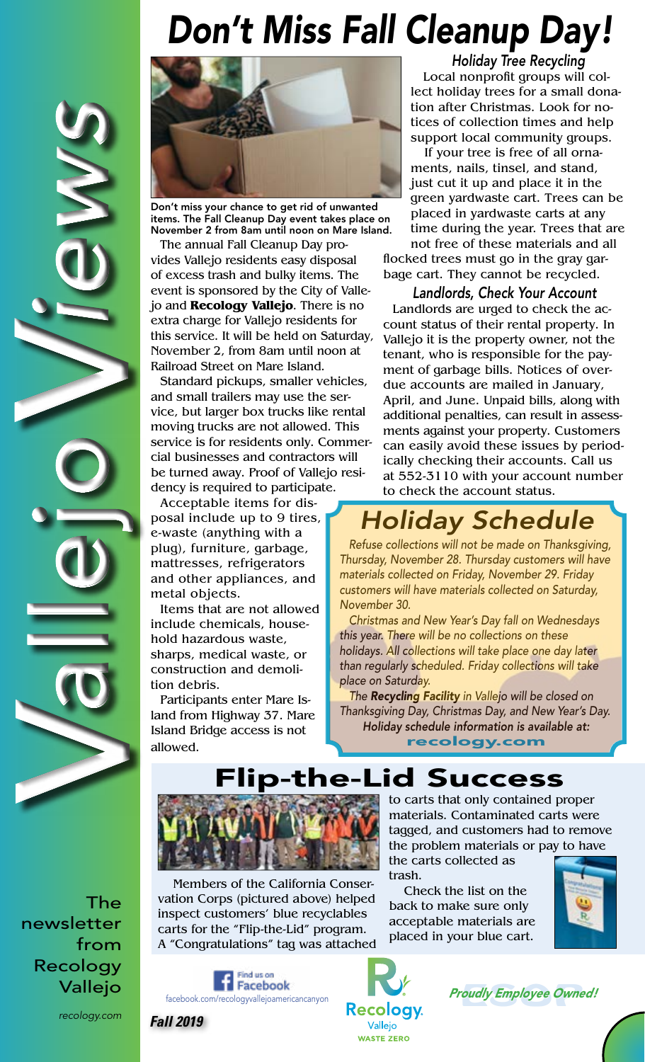# Don't Miss Fall Cleanup Day!

Don't miss your chance to get rid of unwanted items. The Fall Cleanup Day event takes place on November 2 from 8am until noon on Mare Island.

The annual Fall Cleanup Day provides Vallejo residents easy disposal of excess trash and bulky items. The event is sponsored by the City of Vallejo and **Recology Vallejo**. There is no extra charge for Vallejo residents for this service. It will be held on Saturday, November 2, from 8am until noon at Railroad Street on Mare Island.

Standard pickups, smaller vehicles, and small trailers may use the service, but larger box trucks like rental moving trucks are not allowed. This service is for residents only. Commercial businesses and contractors will be turned away. Proof of Vallejo residency is required to participate.

Acceptable items for disposal include up to 9 tires, e-waste (anything with a plug), furniture, garbage, mattresses, refrigerators and other appliances, and metal objects.

Items that are not allowed include chemicals, household hazardous waste, sharps, medical waste, or construction and demolition debris.

Participants enter Mare Island from Highway 37. Mare Island Bridge access is not allowed.

### Holiday Tree Recycling

Local nonprofit groups will collect holiday trees for a small donation after Christmas. Look for notices of collection times and help support local community groups.

If your tree is free of all ornaments, nails, tinsel, and stand, just cut it up and place it in the green yardwaste cart. Trees can be placed in yardwaste carts at any time during the year. Trees that are not free of these materials and all flocked trees must go in the gray garbage cart. They cannot be recycled.

### Landlords, Check Your Account

Landlords are urged to check the account status of their rental property. In Vallejo it is the property owner, not the tenant, who is responsible for the payment of garbage bills. Notices of overdue accounts are mailed in January, April, and June. Unpaid bills, along with additional penalties, can result in assessments against your property. Customers can easily avoid these issues by periodically checking their accounts. Call us at 552-3110 with your account number to check the account status.

## Holiday Schedule

*Refuse collections will not be made on Thanksgiving, Thursday, November 28. Thursday customers will have materials collected on Friday, November 29. Friday customers will have materials collected on Saturday, November 30.*

*Christmas and New Year's Day fall on Wednesdays this year. There will be no collections on these holidays. All collections will take place one day later than regularly scheduled. Friday collections will take place on Saturday.*

*The **Recycling Facility** in Vallejo will be closed on Thanksgiving Day, Christmas Day, and New Year's Day.*

*Holiday schedule information is available at:*

**recology.com**

## Flip-the-Lid Success

Members of the California Conservation Corps (pictured above) helped inspect customers' blue recyclables carts for the "Flip-the-Lid" program. A "Congratulations" tag was attached to carts that only contained proper materials. Contaminated carts were tagged, and customers had to remove the problem materials or pay to have the carts collected as trash.

Check the list on the back to make sure only acceptable materials are placed in your blue cart.

Vallejo Views

The newsletter from Recology Vallejo

recology.com

Find us on Facebook
facebook.com/recologyvallejoamericancanyon

Fall 2019

Recology Vallejo WASTE ZERO

*Proudly Employee Owned!*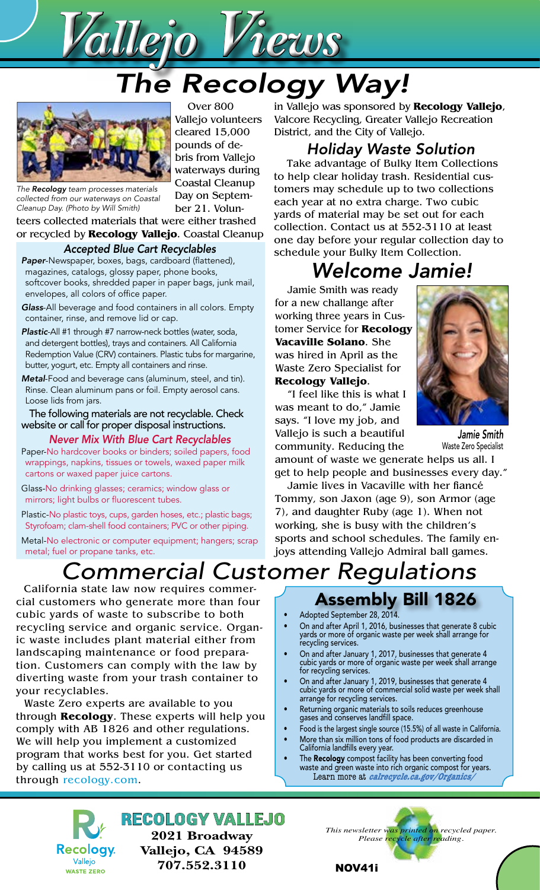# Vallejo Views

# The Recology Way!

*The **Recology** team processes materials collected from our waterways on Coastal Cleanup Day. (Photo by Will Smith)*

Over 800 Vallejo volunteers cleared 15,000 pounds of debris from Vallejo waterways during Coastal Cleanup Day on September 21. Volunteers collected materials that were either trashed or recycled by **Recology Vallejo**. Coastal Cleanup in Vallejo was sponsored by **Recology Vallejo**, Valcore Recycling, Greater Vallejo Recreation District, and the City of Vallejo.

### *Accepted Blue Cart Recyclables*

***Paper***-Newspaper, boxes, bags, cardboard (flattened), magazines, catalogs, glossy paper, phone books, softcover books, shredded paper in paper bags, junk mail, envelopes, all colors of office paper.

***Glass***-All beverage and food containers in all colors. Empty container, rinse, and remove lid or cap.

***Plastic***-All #1 through #7 narrow-neck bottles (water, soda, and detergent bottles), trays and containers. All California Redemption Value (CRV) containers. Plastic tubs for margarine, butter, yogurt, etc. Empty all containers and rinse.

***Metal***-Food and beverage cans (aluminum, steel, and tin). Rinse. Clean aluminum pans or foil. Empty aerosol cans. Loose lids from jars.

The following materials are not recyclable. Check website or call for proper disposal instructions.

### *Never Mix With Blue Cart Recyclables*

Paper-No hardcover books or binders; soiled papers, food wrappings, napkins, tissues or towels, waxed paper milk cartons or waxed paper juice cartons.

Glass-No drinking glasses; ceramics; window glass or mirrors; light bulbs or fluorescent tubes.

Plastic-No plastic toys, cups, garden hoses, etc.; plastic bags; Styrofoam; clam-shell food containers; PVC or other piping.

Metal-No electronic or computer equipment; hangers; scrap metal; fuel or propane tanks, etc.

## *Holiday Waste Solution*

Take advantage of Bulky Item Collections to help clear holiday trash. Residential customers may schedule up to two collections each year at no extra charge. Two cubic yards of material may be set out for each collection. Contact us at 552-3110 at least one day before your regular collection day to schedule your Bulky Item Collection.

# *Welcome Jamie!*

Jamie Smith was ready for a new challange after working three years in Customer Service for **Recology Vacaville Solano**. She was hired in April as the Waste Zero Specialist for **Recology Vallejo**.

"I feel like this is what I was meant to do," Jamie says. "I love my job, and Vallejo is such a beautiful community. Reducing the amount of waste we generate helps us all. I get to help people and businesses every day."

***Jamie Smith***
Waste Zero Specialist

Jamie lives in Vacaville with her fiancé Tommy, son Jaxon (age 9), son Armor (age 7), and daughter Ruby (age 1). When not working, she is busy with the children's sports and school schedules. The family enjoys attending Vallejo Admiral ball games.

# *Commercial Customer Regulations*

California state law now requires commercial customers who generate more than four cubic yards of waste to subscribe to both recycling service and organic service. Organic waste includes plant material either from landscaping maintenance or food preparation. Customers can comply with the law by diverting waste from your trash container to your recyclables.

Waste Zero experts are available to you through **Recology**. These experts will help you comply with AB 1826 and other regulations. We will help you implement a customized program that works best for you. Get started by calling us at 552-3110 or contacting us through recology.com.

## Assembly Bill 1826

- Adopted September 28, 2014.
- On and after April 1, 2016, businesses that generate 8 cubic yards or more of organic waste per week shall arrange for recycling services.
- On and after January 1, 2017, businesses that generate 4 cubic yards or more of organic waste per week shall arrange for recycling services.
- On and after January 1, 2019, businesses that generate 4 cubic yards or more of commercial solid waste per week shall arrange for recycling services.
- Returning organic materials to soils reduces greenhouse gases and conserves landfill space.
- Food is the largest single source (15.5%) of all waste in California.
- More than six million tons of food products are discarded in California landfills every year.
- The **Recology** compost facility has been converting food waste and green waste into rich organic compost for years.

Learn more at ***calrecycle.ca.gov/Organics/***

Recology Vallejo WASTE ZERO

**RECOLOGY VALLEJO**
**2021 Broadway**
**Vallejo, CA 94589**
**707.552.3110**

*This newsletter was printed on recycled paper. Please recycle after reading.*

NOV41i